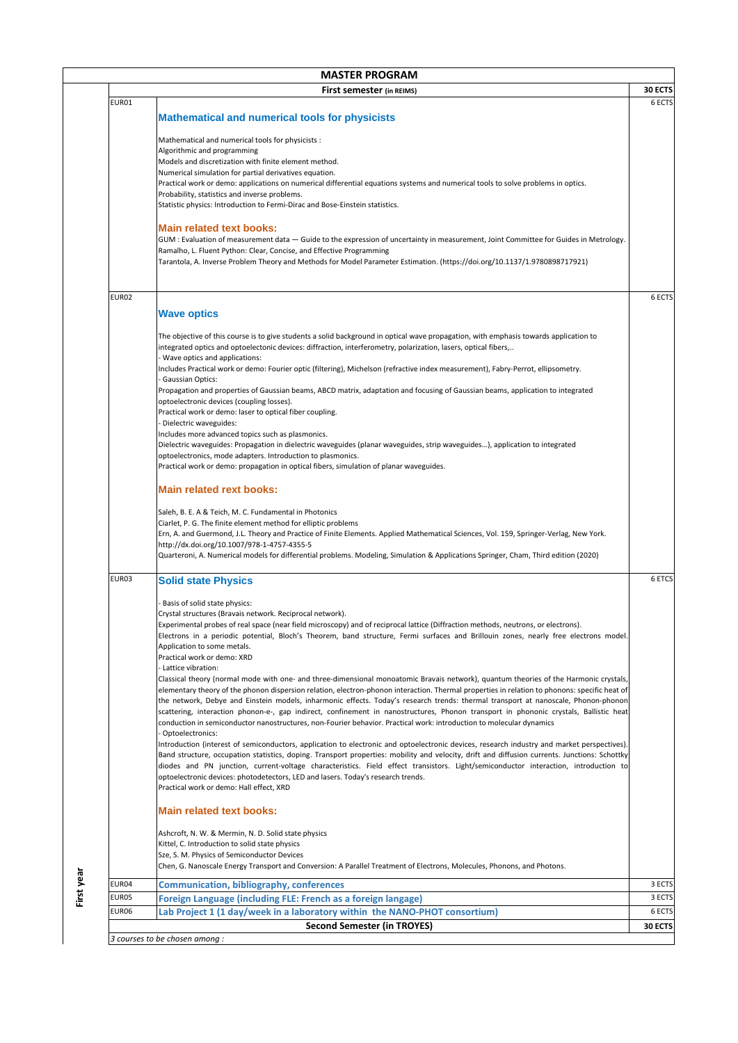# MASTER PROGRAM

**First year**

## First semester (in REIMS) — 30 ECTS

### EUR01 — Mathematical and numerical tools for physicists (6 ECTS)

Mathematical and numerical tools for physicists :
Algorithmic and programming
Models and discretization with finite element method.
Numerical simulation for partial derivatives equation.
Practical work or demo: applications on numerical differential equations systems and numerical tools to solve problems in optics.
Probability, statistics and inverse problems.
Statistic physics: Introduction to Fermi-Dirac and Bose-Einstein statistics.

**Main related text books:**

GUM : Evaluation of measurement data — Guide to the expression of uncertainty in measurement, Joint Committee for Guides in Metrology.
Ramalho, L. Fluent Python: Clear, Concise, and Effective Programming
Tarantola, A. Inverse Problem Theory and Methods for Model Parameter Estimation. (https://doi.org/10.1137/1.9780898717921)

### EUR02 — Wave optics (6 ECTS)

The objective of this course is to give students a solid background in optical wave propagation, with emphasis towards application to integrated optics and optoelectonic devices: diffraction, interferometry, polarization, lasers, optical fibers,..

- Wave optics and applications:

Includes Practical work or demo: Fourier optic (filtering), Michelson (refractive index measurement), Fabry-Perot, ellipsometry.

- Gaussian Optics:

Propagation and properties of Gaussian beams, ABCD matrix, adaptation and focusing of Gaussian beams, application to integrated optoelectronic devices (coupling losses).
Practical work or demo: laser to optical fiber coupling.

- Dielectric waveguides:

Includes more advanced topics such as plasmonics.
Dielectric waveguides: Propagation in dielectric waveguides (planar waveguides, strip waveguides…), application to integrated optoelectronics, mode adapters. Introduction to plasmonics.
Practical work or demo: propagation in optical fibers, simulation of planar waveguides.

**Main related rext books:**

Saleh, B. E. A & Teich, M. C. Fundamental in Photonics
Ciarlet, P. G. The finite element method for elliptic problems
Ern, A. and Guermond, J.L. Theory and Practice of Finite Elements. Applied Mathematical Sciences, Vol. 159, Springer-Verlag, New York. http://dx.doi.org/10.1007/978-1-4757-4355-5
Quarteroni, A. Numerical models for differential problems. Modeling, Simulation & Applications Springer, Cham, Third edition (2020)

### EUR03 — Solid state Physics (6 ETCS)

- Basis of solid state physics:

Crystal structures (Bravais network. Reciprocal network).
Experimental probes of real space (near field microscopy) and of reciprocal lattice (Diffraction methods, neutrons, or electrons).
Electrons in a periodic potential, Bloch's Theorem, band structure, Fermi surfaces and Brillouin zones, nearly free electrons model. Application to some metals.
Practical work or demo: XRD

- Lattice vibration:

Classical theory (normal mode with one- and three-dimensional monoatomic Bravais network), quantum theories of the Harmonic crystals, elementary theory of the phonon dispersion relation, electron-phonon interaction. Thermal properties in relation to phonons: specific heat of the network, Debye and Einstein models, inharmonic effects. Today's research trends: thermal transport at nanoscale, Phonon-phonon scattering, interaction phonon-e-, gap indirect, confinement in nanostructures, Phonon transport in phononic crystals, Ballistic heat conduction in semiconductor nanostructures, non-Fourier behavior. Practical work: introduction to molecular dynamics

- Optoelectronics:

Introduction (interest of semiconductors, application to electronic and optoelectronic devices, research industry and market perspectives). Band structure, occupation statistics, doping. Transport properties: mobility and velocity, drift and diffusion currents. Junctions: Schottky diodes and PN junction, current-voltage characteristics. Field effect transistors. Light/semiconductor interaction, introduction to optoelectronic devices: photodetectors, LED and lasers. Today's research trends.
Practical work or demo: Hall effect, XRD

**Main related text books:**

Ashcroft, N. W. & Mermin, N. D. Solid state physics
Kittel, C. Introduction to solid state physics
Sze, S. M. Physics of Semiconductor Devices
Chen, G. Nanoscale Energy Transport and Conversion: A Parallel Treatment of Electrons, Molecules, Phonons, and Photons.

| Code | Course | ECTS |
|---|---|---|
| EUR04 | Communication, bibliography, conferences | 3 ECTS |
| EUR05 | Foreign Language (including FLE: French as a foreign langage) | 3 ECTS |
| EUR06 | Lab Project 1 (1 day/week in a laboratory within the NANO-PHOT consortium) | 6 ECTS |

## Second Semester (in TROYES) — 30 ECTS

*3 courses to be chosen among :*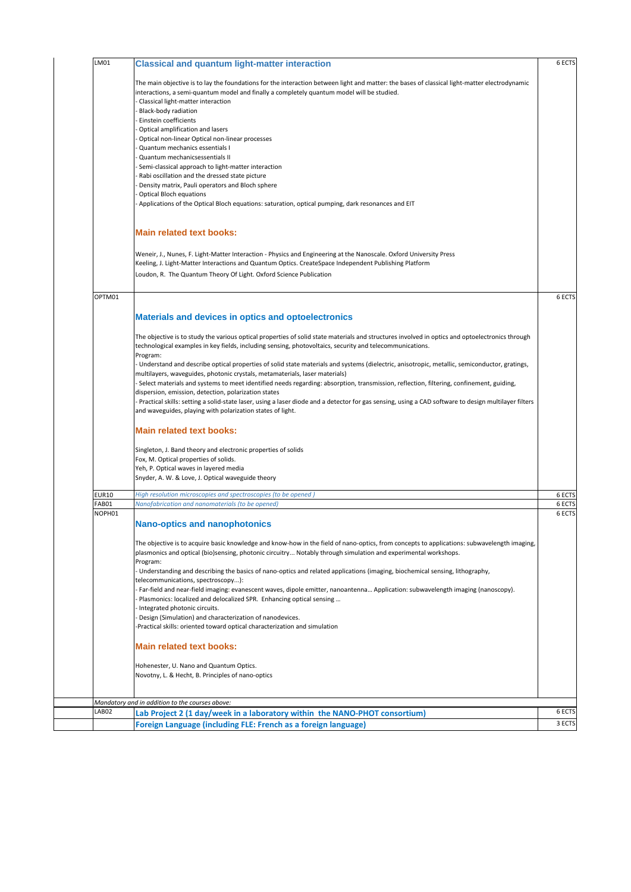| | | |
|---|---|---|
| LM01 | **Classical and quantum light-matter interaction**<br><br>The main objective is to lay the foundations for the interaction between light and matter: the bases of classical light-matter electrodynamic interactions, a semi-quantum model and finally a completely quantum model will be studied.<br>- Classical light-matter interaction<br>- Black-body radiation<br>- Einstein coefficients<br>- Optical amplification and lasers<br>- Optical non-linear Optical non-linear processes<br>- Quantum mechanics essentials I<br>- Quantum mechanicsessentials II<br>- Semi-classical approach to light-matter interaction<br>- Rabi oscillation and the dressed state picture<br>- Density matrix, Pauli operators and Bloch sphere<br>- Optical Bloch equations<br>- Applications of the Optical Bloch equations: saturation, optical pumping, dark resonances and EIT<br><br>**Main related text books:**<br><br>Weneir, J., Nunes, F. Light-Matter Interaction - Physics and Engineering at the Nanoscale. Oxford University Press<br>Keeling, J. Light-Matter Interactions and Quantum Optics. CreateSpace Independent Publishing Platform<br>Loudon, R. The Quantum Theory Of Light. Oxford Science Publication | 6 ECTS |
| OPTM01 | **Materials and devices in optics and optoelectronics**<br><br>The objective is to study the various optical properties of solid state materials and structures involved in optics and optoelectronics through technological examples in key fields, including sensing, photovoltaics, security and telecommunications.<br>Program:<br>- Understand and describe optical properties of solid state materials and systems (dielectric, anisotropic, metallic, semiconductor, gratings, multilayers, waveguides, photonic crystals, metamaterials, laser materials)<br>- Select materials and systems to meet identified needs regarding: absorption, transmission, reflection, filtering, confinement, guiding, dispersion, emission, detection, polarization states<br>- Practical skills: setting a solid-state laser, using a laser diode and a detector for gas sensing, using a CAD software to design multilayer filters and waveguides, playing with polarization states of light.<br><br>**Main related text books:**<br><br>Singleton, J. Band theory and electronic properties of solids<br>Fox, M. Optical properties of solids.<br>Yeh, P. Optical waves in layered media<br>Snyder, A. W. & Love, J. Optical waveguide theory | 6 ECTS |
| EUR10 | *High resolution microscopies and spectroscopies (to be opened )* | 6 ECTS |
| FAB01 | *Nanofabrication and nanomaterials (to be opened)* | 6 ECTS |
| NOPH01 | **Nano-optics and nanophotonics**<br><br>The objective is to acquire basic knowledge and know-how in the field of nano-optics, from concepts to applications: subwavelength imaging, plasmonics and optical (bio)sensing, photonic circuitry... Notably through simulation and experimental workshops.<br>Program:<br>- Understanding and describing the basics of nano-optics and related applications (imaging, biochemical sensing, lithography, telecommunications, spectroscopy...):<br>- Far-field and near-field imaging: evanescent waves, dipole emitter, nanoantenna... Application: subwavelength imaging (nanoscopy).<br>- Plasmonics: localized and delocalized SPR. Enhancing optical sensing ...<br>- Integrated photonic circuits.<br>- Design (Simulation) and characterization of nanodevices.<br>-Practical skills: oriented toward optical characterization and simulation<br><br>**Main related text books:**<br><br>Hohenester, U. Nano and Quantum Optics.<br>Novotny, L. & Hecht, B. Principles of nano-optics | 6 ECTS |
| | *Mandatory and in addition to the courses above:* | |
| LAB02 | **Lab Project 2 (1 day/week in a laboratory within the NANO-PHOT consortium)** | 6 ECTS |
| | **Foreign Language (including FLE: French as a foreign language)** | 3 ECTS |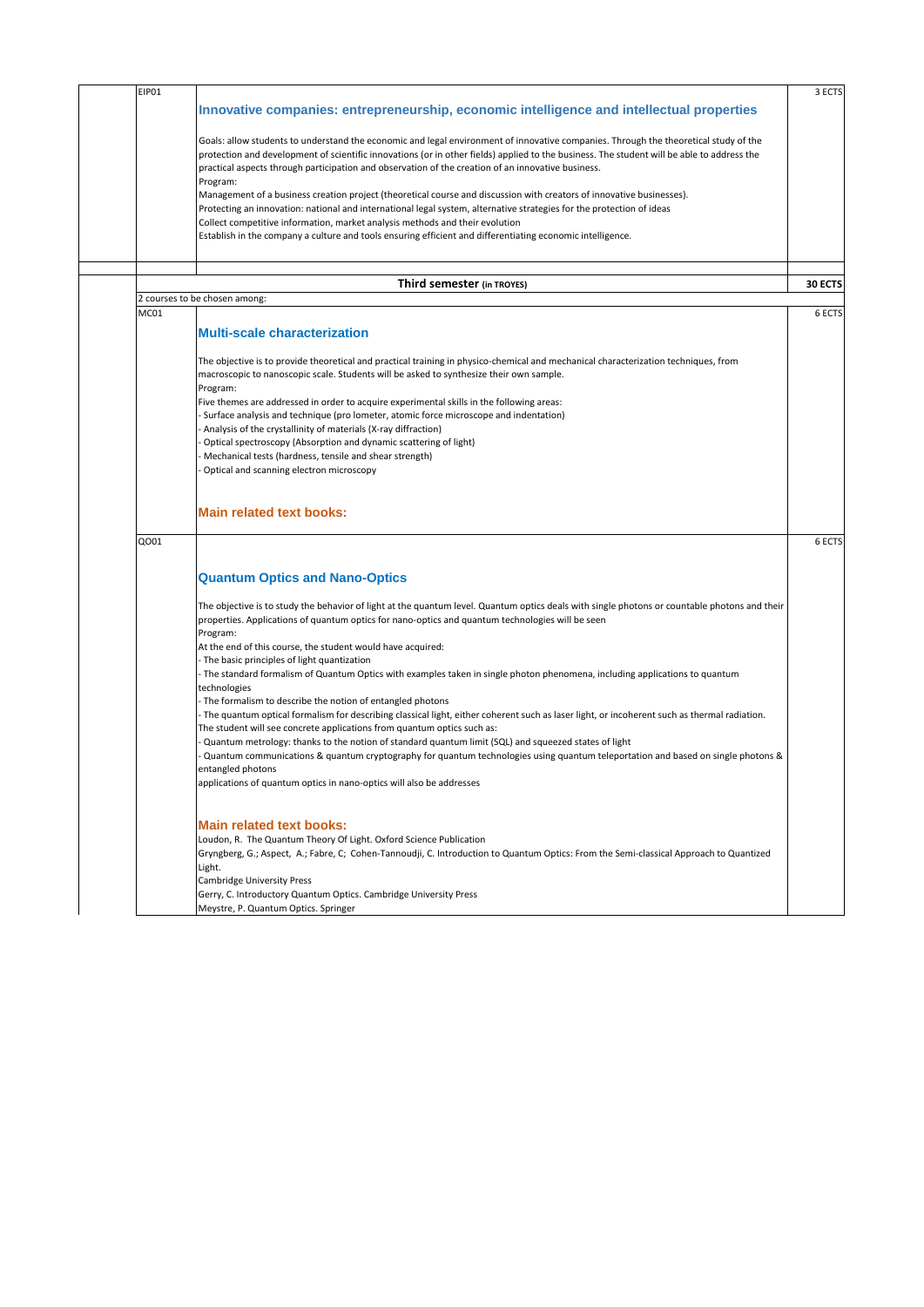EIP01 | 3 ECTS

### Innovative companies: entrepreneurship, economic intelligence and intellectual properties

Goals: allow students to understand the economic and legal environment of innovative companies. Through the theoretical study of the protection and development of scientific innovations (or in other fields) applied to the business. The student will be able to address the practical aspects through participation and observation of the creation of an innovative business.

Program:

Management of a business creation project (theoretical course and discussion with creators of innovative businesses).

Protecting an innovation: national and international legal system, alternative strategies for the protection of ideas

Collect competitive information, market analysis methods and their evolution

Establish in the company a culture and tools ensuring efficient and differentiating economic intelligence.

## Third semester (in TROYES) — 30 ECTS

2 courses to be chosen among:

MC01 | 6 ECTS

### Multi-scale characterization

The objective is to provide theoretical and practical training in physico-chemical and mechanical characterization techniques, from macroscopic to nanoscopic scale. Students will be asked to synthesize their own sample.

Program:

Five themes are addressed in order to acquire experimental skills in the following areas:

- Surface analysis and technique (pro lometer, atomic force microscope and indentation)
- Analysis of the crystallinity of materials (X-ray diffraction)
- Optical spectroscopy (Absorption and dynamic scattering of light)
- Mechanical tests (hardness, tensile and shear strength)
- Optical and scanning electron microscopy

#### Main related text books:

QO01 | 6 ECTS

### Quantum Optics and Nano-Optics

The objective is to study the behavior of light at the quantum level. Quantum optics deals with single photons or countable photons and their properties. Applications of quantum optics for nano-optics and quantum technologies will be seen

Program:

At the end of this course, the student would have acquired:

- The basic principles of light quantization
- The standard formalism of Quantum Optics with examples taken in single photon phenomena, including applications to quantum technologies
- The formalism to describe the notion of entangled photons
- The quantum optical formalism for describing classical light, either coherent such as laser light, or incoherent such as thermal radiation.

The student will see concrete applications from quantum optics such as:

- Quantum metrology: thanks to the notion of standard quantum limit (SQL) and squeezed states of light
- Quantum communications & quantum cryptography for quantum technologies using quantum teleportation and based on single photons & entangled photons

applications of quantum optics in nano-optics will also be addresses

#### Main related text books:

Loudon, R. The Quantum Theory Of Light. Oxford Science Publication

Grynberg, G.; Aspect, A.; Fabre, C; Cohen-Tannoudji, C. Introduction to Quantum Optics: From the Semi-classical Approach to Quantized Light.

Cambridge University Press

Gerry, C. Introductory Quantum Optics. Cambridge University Press

Meystre, P. Quantum Optics. Springer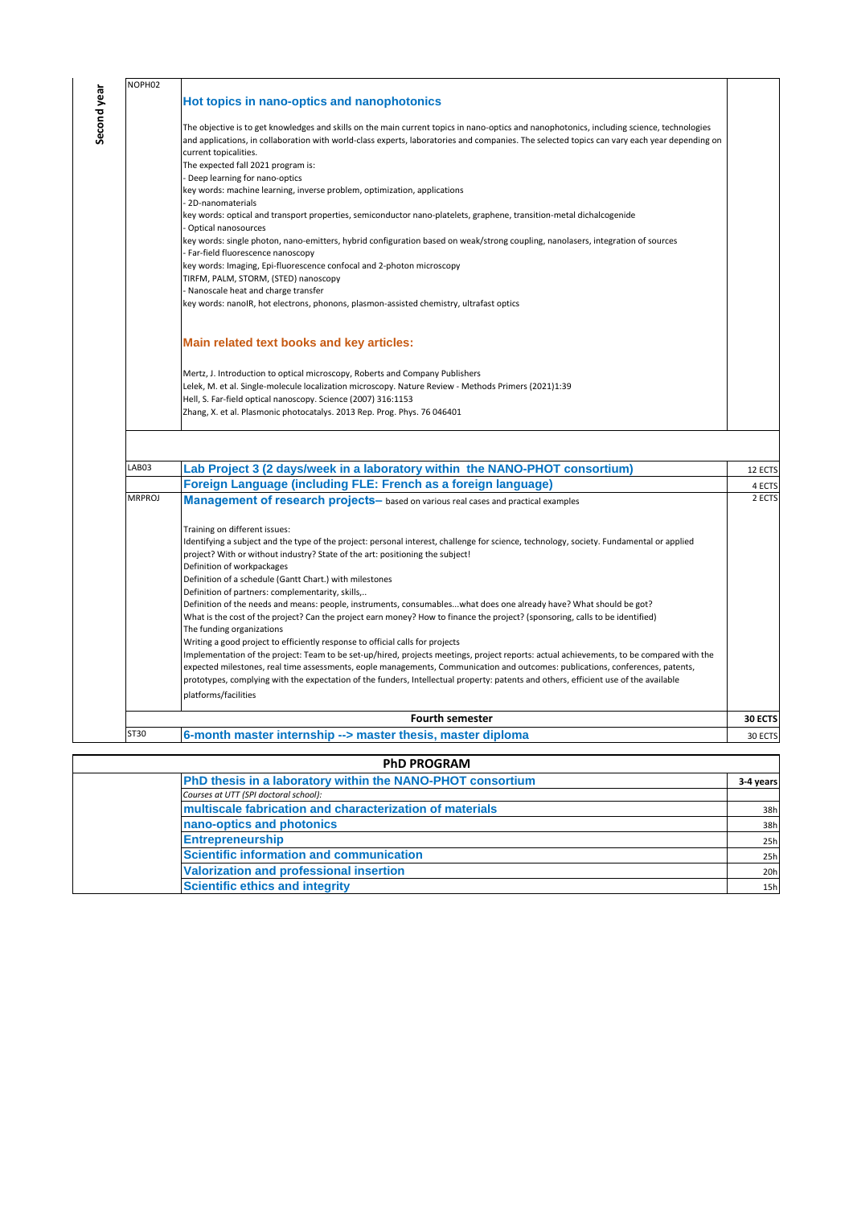**Second year**

| | | |
|---|---|---|
| NOPH02 | **Hot topics in nano-optics and nanophotonics**<br><br>The objective is to get knowledges and skills on the main current topics in nano-optics and nanophotonics, including science, technologies and applications, in collaboration with world-class experts, laboratories and companies. The selected topics can vary each year depending on current topicalities.<br>The expected fall 2021 program is:<br>- Deep learning for nano-optics<br>key words: machine learning, inverse problem, optimization, applications<br>- 2D-nanomaterials<br>key words: optical and transport properties, semiconductor nano-platelets, graphene, transition-metal dichalcogenide<br>- Optical nanosources<br>key words: single photon, nano-emitters, hybrid configuration based on weak/strong coupling, nanolasers, integration of sources<br>- Far-field fluorescence nanoscopy<br>key words: Imaging, Epi-fluorescence confocal and 2-photon microscopy<br>TIRFM, PALM, STORM, (STED) nanoscopy<br>- Nanoscale heat and charge transfer<br>key words: nanoIR, hot electrons, phonons, plasmon-assisted chemistry, ultrafast optics<br><br>**Main related text books and key articles:**<br><br>Mertz, J. Introduction to optical microscopy, Roberts and Company Publishers<br>Lelek, M. et al. Single-molecule localization microscopy. Nature Review - Methods Primers (2021)1:39<br>Hell, S. Far-field optical nanoscopy. Science (2007) 316:1153<br>Zhang, X. et al. Plasmonic photocatalys. 2013 Rep. Prog. Phys. 76 046401 | |
| LAB03 | **Lab Project 3 (2 days/week in a laboratory within the NANO-PHOT consortium)** | 12 ECTS |
| | **Foreign Language (including FLE: French as a foreign language)** | 4 ECTS |
| MRPROJ | **Management of research projects**– based on various real cases and practical examples<br><br>Training on different issues:<br>Identifying a subject and the type of the project: personal interest, challenge for science, technology, society. Fundamental or applied project? With or without industry? State of the art: positioning the subject!<br>Definition of workpackages<br>Definition of a schedule (Gantt Chart.) with milestones<br>Definition of partners: complementarity, skills,..<br>Definition of the needs and means: people, instruments, consumables...what does one already have? What should be got?<br>What is the cost of the project? Can the project earn money? How to finance the project? (sponsoring, calls to be identified)<br>The funding organizations<br>Writing a good project to efficiently response to official calls for projects<br>Implementation of the project: Team to be set-up/hired, projects meetings, project reports: actual achievements, to be compared with the expected milestones, real time assessments, eople managements, Communication and outcomes: publications, conferences, patents, prototypes, complying with the expectation of the funders, Intellectual property: patents and others, efficient use of the available platforms/facilities | 2 ECTS |
| | **Fourth semester** | **30 ECTS** |
| ST30 | **6-month master internship --> master thesis, master diploma** | 30 ECTS |

| **PhD PROGRAM** | |
|---|---|
| **PhD thesis in a laboratory within the NANO-PHOT consortium** | **3-4 years** |
| *Courses at UTT (SPI doctoral school):* | |
| **multiscale fabrication and characterization of materials** | 38h |
| **nano-optics and photonics** | 38h |
| **Entrepreneurship** | 25h |
| **Scientific information and communication** | 25h |
| **Valorization and professional insertion** | 20h |
| **Scientific ethics and integrity** | 15h |